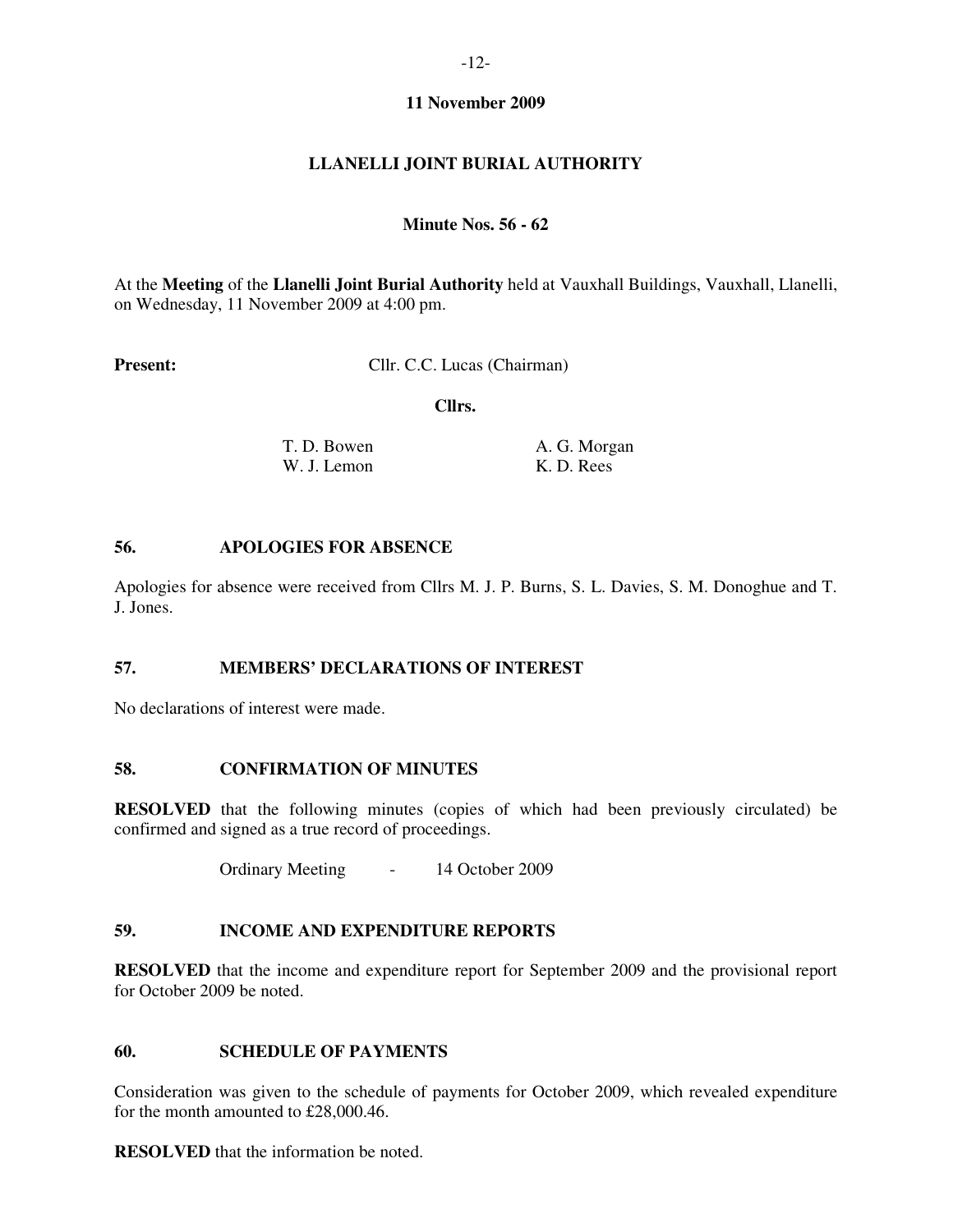**11 November 2009**

# LLANELLI JOINT BURIAL AUTHORITY

**Minute Nos. 56 - 62**

At the **Meeting** of the **Llanelli Joint Burial Authority** held at Vauxhall Buildings, Vauxhall, Llanelli, on Wednesday, 11 November 2009 at 4:00 pm.

**Present:** Cllr. C.C. Lucas (Chairman)

**Cllrs.**

| | |
|---|---|
| T. D. Bowen | A. G. Morgan |
| W. J. Lemon | K. D. Rees |

## 56. APOLOGIES FOR ABSENCE

Apologies for absence were received from Cllrs M. J. P. Burns, S. L. Davies, S. M. Donoghue and T. J. Jones.

## 57. MEMBERS' DECLARATIONS OF INTEREST

No declarations of interest were made.

## 58. CONFIRMATION OF MINUTES

**RESOLVED** that the following minutes (copies of which had been previously circulated) be confirmed and signed as a true record of proceedings.

Ordinary Meeting - 14 October 2009

## 59. INCOME AND EXPENDITURE REPORTS

**RESOLVED** that the income and expenditure report for September 2009 and the provisional report for October 2009 be noted.

## 60. SCHEDULE OF PAYMENTS

Consideration was given to the schedule of payments for October 2009, which revealed expenditure for the month amounted to £28,000.46.

**RESOLVED** that the information be noted.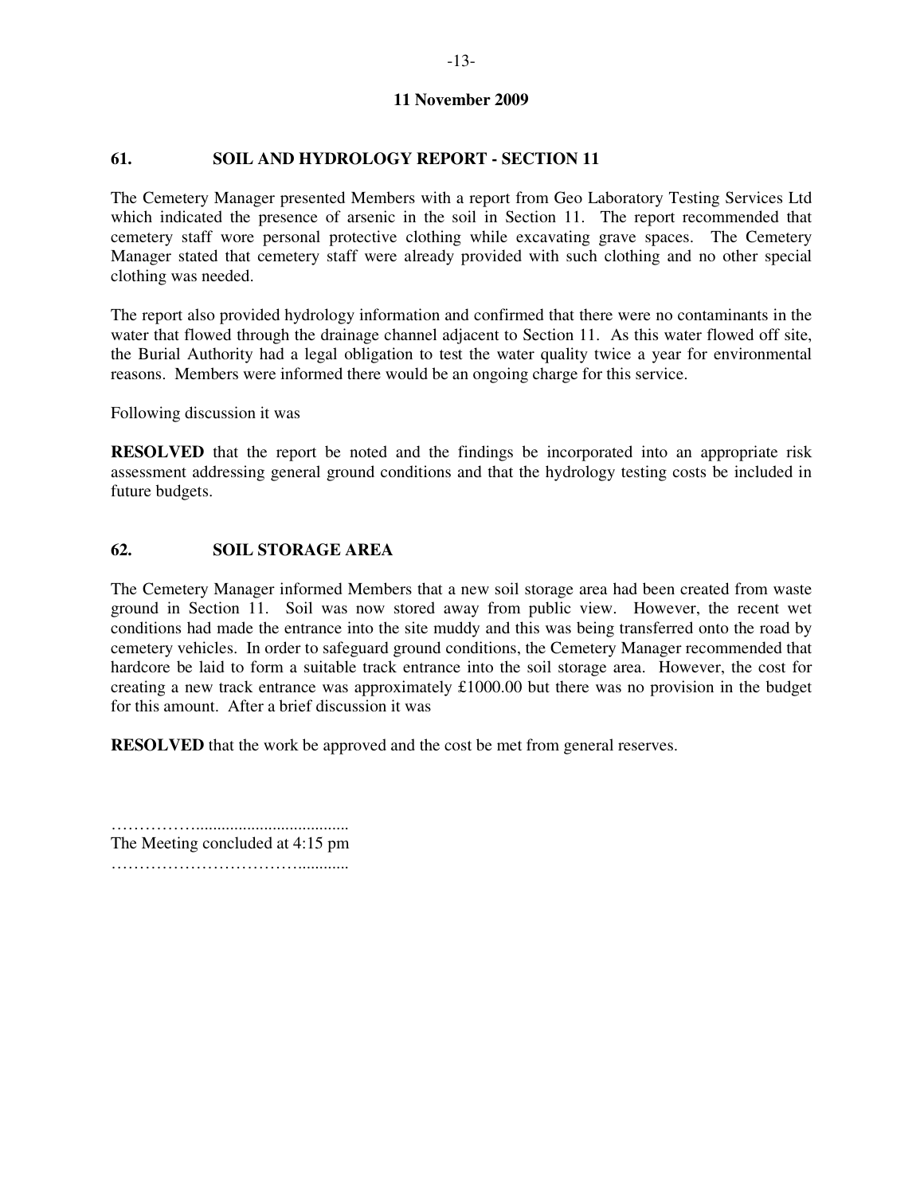**11 November 2009**

## 61. SOIL AND HYDROLOGY REPORT - SECTION 11

The Cemetery Manager presented Members with a report from Geo Laboratory Testing Services Ltd which indicated the presence of arsenic in the soil in Section 11. The report recommended that cemetery staff wore personal protective clothing while excavating grave spaces. The Cemetery Manager stated that cemetery staff were already provided with such clothing and no other special clothing was needed.

The report also provided hydrology information and confirmed that there were no contaminants in the water that flowed through the drainage channel adjacent to Section 11. As this water flowed off site, the Burial Authority had a legal obligation to test the water quality twice a year for environmental reasons. Members were informed there would be an ongoing charge for this service.

Following discussion it was

**RESOLVED** that the report be noted and the findings be incorporated into an appropriate risk assessment addressing general ground conditions and that the hydrology testing costs be included in future budgets.

## 62. SOIL STORAGE AREA

The Cemetery Manager informed Members that a new soil storage area had been created from waste ground in Section 11. Soil was now stored away from public view. However, the recent wet conditions had made the entrance into the site muddy and this was being transferred onto the road by cemetery vehicles. In order to safeguard ground conditions, the Cemetery Manager recommended that hardcore be laid to form a suitable track entrance into the soil storage area. However, the cost for creating a new track entrance was approximately £1000.00 but there was no provision in the budget for this amount. After a brief discussion it was

**RESOLVED** that the work be approved and the cost be met from general reserves.

………………....................................

The Meeting concluded at 4:15 pm

……………………………............